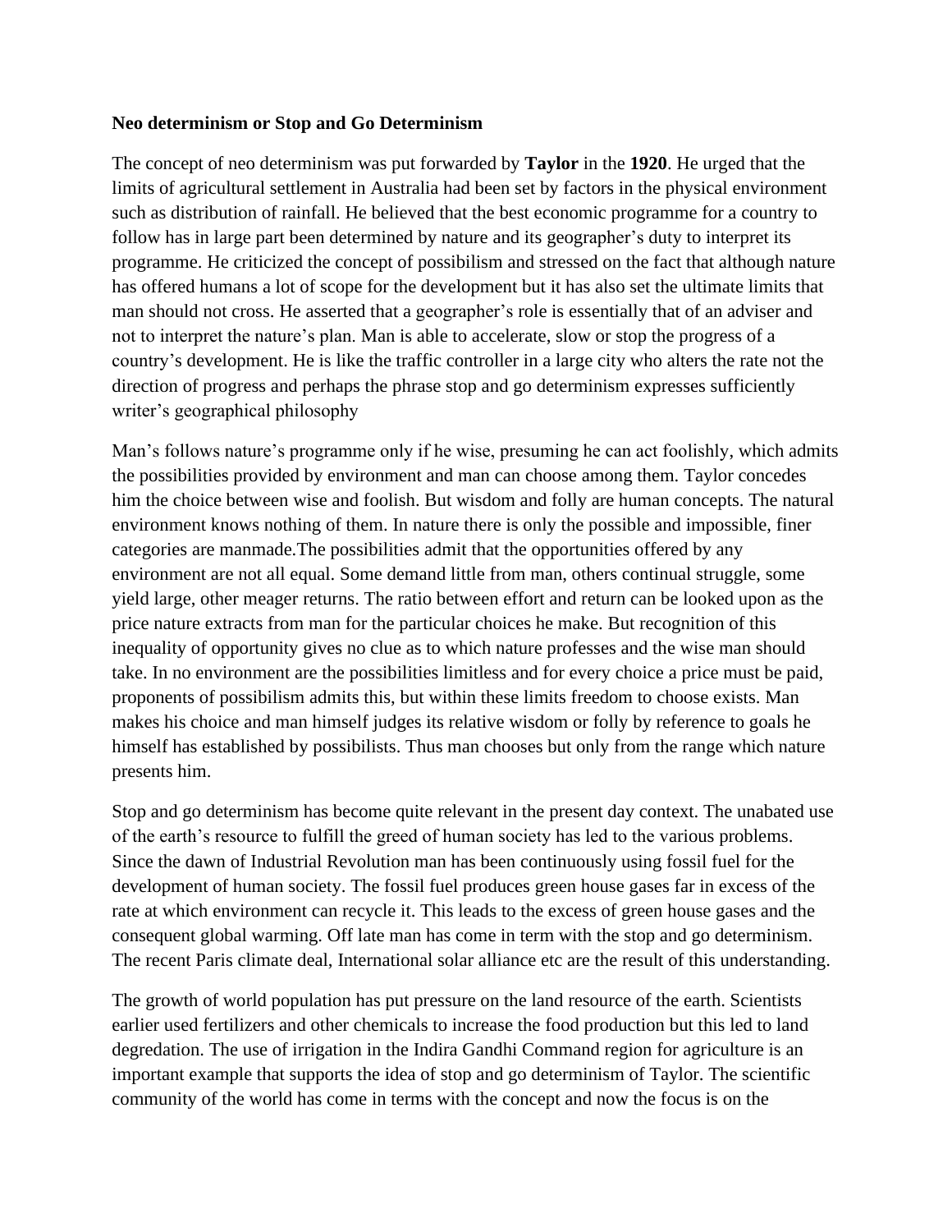**Neo determinism or Stop and Go Determinism**

The concept of neo determinism was put forwarded by **Taylor** in the **1920**. He urged that the limits of agricultural settlement in Australia had been set by factors in the physical environment such as distribution of rainfall. He believed that the best economic programme for a country to follow has in large part been determined by nature and its geographer's duty to interpret its programme. He criticized the concept of possibilism and stressed on the fact that although nature has offered humans a lot of scope for the development but it has also set the ultimate limits that man should not cross. He asserted that a geographer's role is essentially that of an adviser and not to interpret the nature's plan. Man is able to accelerate, slow or stop the progress of a country's development. He is like the traffic controller in a large city who alters the rate not the direction of progress and perhaps the phrase stop and go determinism expresses sufficiently writer's geographical philosophy

Man's follows nature's programme only if he wise, presuming he can act foolishly, which admits the possibilities provided by environment and man can choose among them. Taylor concedes him the choice between wise and foolish. But wisdom and folly are human concepts. The natural environment knows nothing of them. In nature there is only the possible and impossible, finer categories are manmade.The possibilities admit that the opportunities offered by any environment are not all equal. Some demand little from man, others continual struggle, some yield large, other meager returns. The ratio between effort and return can be looked upon as the price nature extracts from man for the particular choices he make. But recognition of this inequality of opportunity gives no clue as to which nature professes and the wise man should take. In no environment are the possibilities limitless and for every choice a price must be paid, proponents of possibilism admits this, but within these limits freedom to choose exists. Man makes his choice and man himself judges its relative wisdom or folly by reference to goals he himself has established by possibilists. Thus man chooses but only from the range which nature presents him.

Stop and go determinism has become quite relevant in the present day context. The unabated use of the earth's resource to fulfill the greed of human society has led to the various problems. Since the dawn of Industrial Revolution man has been continuously using fossil fuel for the development of human society. The fossil fuel produces green house gases far in excess of the rate at which environment can recycle it. This leads to the excess of green house gases and the consequent global warming. Off late man has come in term with the stop and go determinism. The recent Paris climate deal, International solar alliance etc are the result of this understanding.

The growth of world population has put pressure on the land resource of the earth. Scientists earlier used fertilizers and other chemicals to increase the food production but this led to land degredation. The use of irrigation in the Indira Gandhi Command region for agriculture is an important example that supports the idea of stop and go determinism of Taylor. The scientific community of the world has come in terms with the concept and now the focus is on the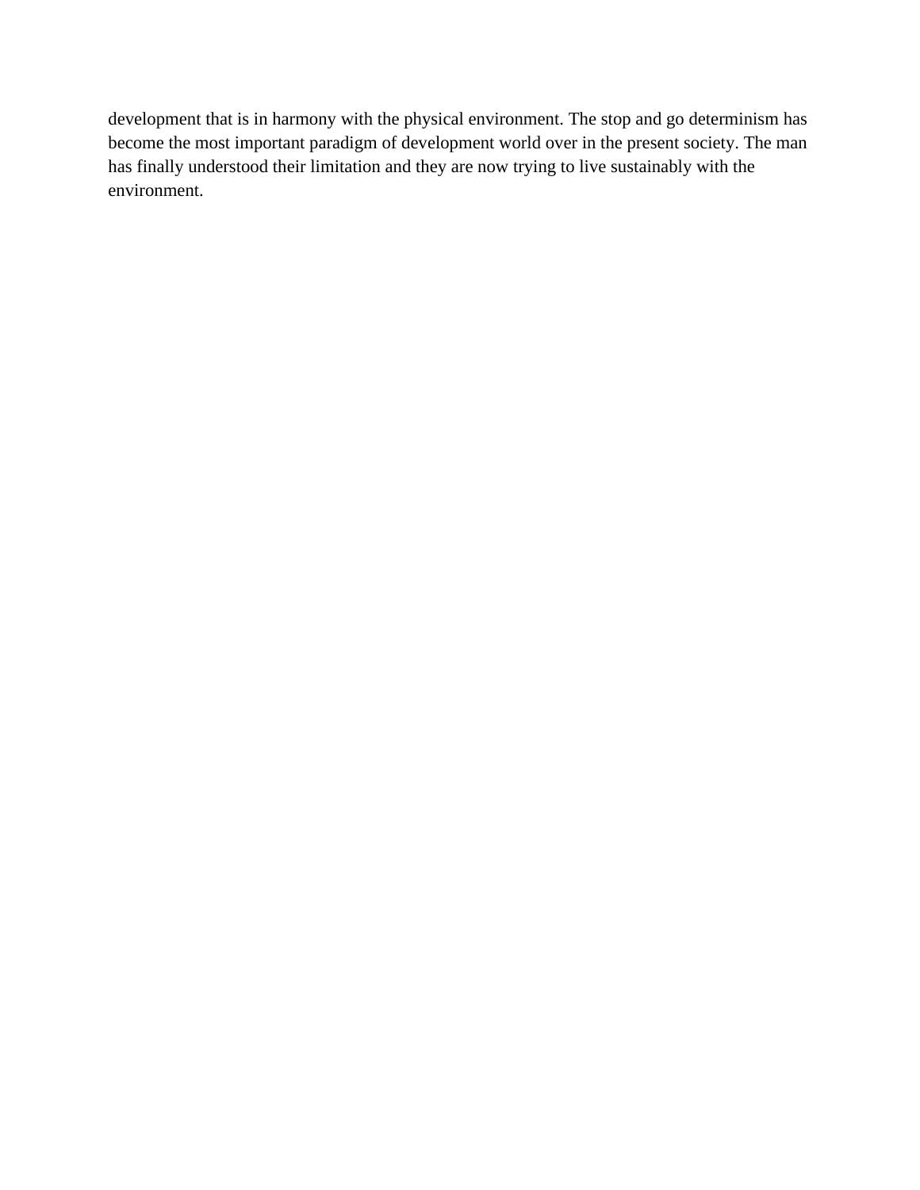development that is in harmony with the physical environment. The stop and go determinism has become the most important paradigm of development world over in the present society. The man has finally understood their limitation and they are now trying to live sustainably with the environment.